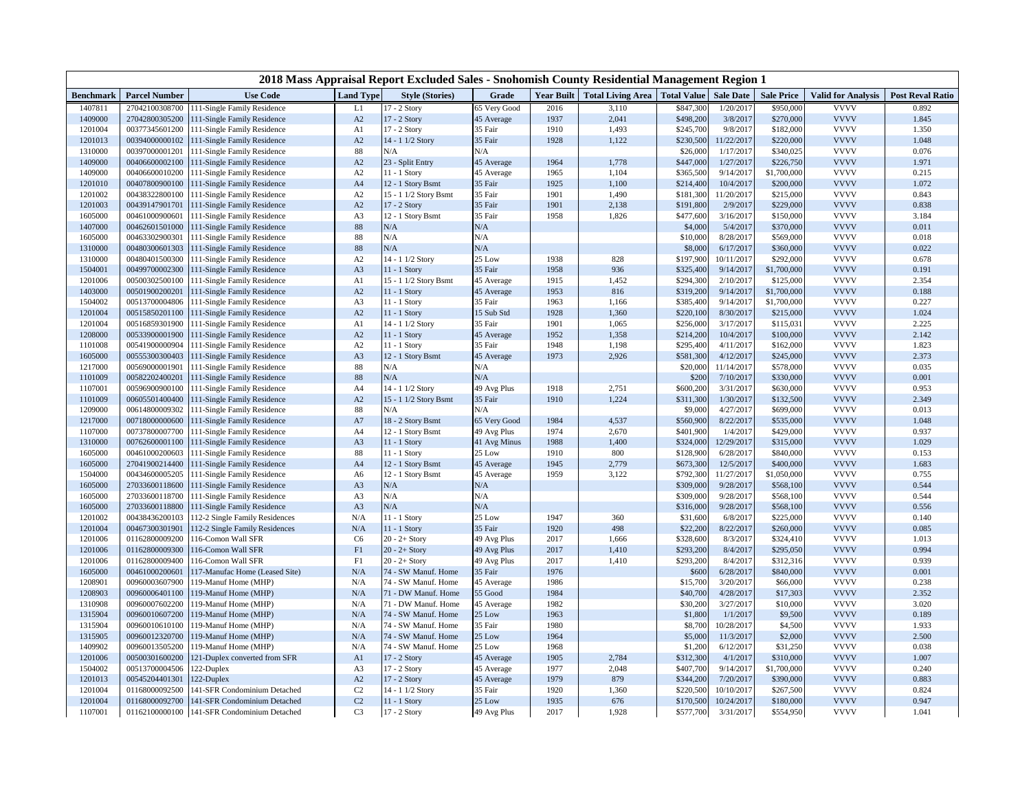# 2018 Mass Appraisal Report Excluded Sales - Snohomish County Residential Management Region 1

| Benchmark | Parcel Number | Use Code | Land Type | Style (Stories) | Grade | Year Built | Total Living Area | Total Value | Sale Date | Sale Price | Valid for Analysis | Post Reval Ratio |
|---|---|---|---|---|---|---|---|---|---|---|---|---|
| 1407811 | 27042100308700 | 111-Single Family Residence | L1 | 17 - 2 Story | 65 Very Good | 2016 | 3,110 | $847,300 | 1/20/2017 | $950,000 | VVVV | 0.892 |
| 1409000 | 27042800305200 | 111-Single Family Residence | A2 | 17 - 2 Story | 45 Average | 1937 | 2,041 | $498,200 | 3/8/2017 | $270,000 | VVVV | 1.845 |
| 1201004 | 00377345601200 | 111-Single Family Residence | A1 | 17 - 2 Story | 35 Fair | 1910 | 1,493 | $245,700 | 9/8/2017 | $182,000 | VVVV | 1.350 |
| 1201013 | 00394000000102 | 111-Single Family Residence | A2 | 14 - 1 1/2 Story | 35 Fair | 1928 | 1,122 | $230,500 | 11/22/2017 | $220,000 | VVVV | 1.048 |
| 1310000 | 00397000001201 | 111-Single Family Residence | 88 | N/A | N/A | | | $26,000 | 1/17/2017 | $340,025 | VVVV | 0.076 |
| 1409000 | 00406600002100 | 111-Single Family Residence | A2 | 23 - Split Entry | 45 Average | 1964 | 1,778 | $447,000 | 1/27/2017 | $226,750 | VVVV | 1.971 |
| 1409000 | 00406600010200 | 111-Single Family Residence | A2 | 11 - 1 Story | 45 Average | 1965 | 1,104 | $365,500 | 9/14/2017 | $1,700,000 | VVVV | 0.215 |
| 1201010 | 00407800900100 | 111-Single Family Residence | A4 | 12 - 1 Story Bsmt | 35 Fair | 1925 | 1,100 | $214,400 | 10/4/2017 | $200,000 | VVVV | 1.072 |
| 1201002 | 00438322800100 | 111-Single Family Residence | A2 | 15 - 1 1/2 Story Bsmt | 35 Fair | 1901 | 1,490 | $181,300 | 11/20/2017 | $215,000 | VVVV | 0.843 |
| 1201003 | 00439147901701 | 111-Single Family Residence | A2 | 17 - 2 Story | 35 Fair | 1901 | 2,138 | $191,800 | 2/9/2017 | $229,000 | VVVV | 0.838 |
| 1605000 | 00461000900601 | 111-Single Family Residence | A3 | 12 - 1 Story Bsmt | 35 Fair | 1958 | 1,826 | $477,600 | 3/16/2017 | $150,000 | VVVV | 3.184 |
| 1407000 | 00462601501000 | 111-Single Family Residence | 88 | N/A | N/A | | | $4,000 | 5/4/2017 | $370,000 | VVVV | 0.011 |
| 1605000 | 00463302900301 | 111-Single Family Residence | 88 | N/A | N/A | | | $10,000 | 8/28/2017 | $569,000 | VVVV | 0.018 |
| 1310000 | 00480300601303 | 111-Single Family Residence | 88 | N/A | N/A | | | $8,000 | 6/17/2017 | $360,000 | VVVV | 0.022 |
| 1310000 | 00480401500300 | 111-Single Family Residence | A2 | 14 - 1 1/2 Story | 25 Low | 1938 | 828 | $197,900 | 10/11/2017 | $292,000 | VVVV | 0.678 |
| 1504001 | 00499700002300 | 111-Single Family Residence | A3 | 11 - 1 Story | 35 Fair | 1958 | 936 | $325,400 | 9/14/2017 | $1,700,000 | VVVV | 0.191 |
| 1201006 | 00500302500100 | 111-Single Family Residence | A1 | 15 - 1 1/2 Story Bsmt | 45 Average | 1915 | 1,452 | $294,300 | 2/10/2017 | $125,000 | VVVV | 2.354 |
| 1403000 | 00501900200201 | 111-Single Family Residence | A2 | 11 - 1 Story | 45 Average | 1953 | 816 | $319,200 | 9/14/2017 | $1,700,000 | VVVV | 0.188 |
| 1504002 | 00513700004806 | 111-Single Family Residence | A3 | 11 - 1 Story | 35 Fair | 1963 | 1,166 | $385,400 | 9/14/2017 | $1,700,000 | VVVV | 0.227 |
| 1201004 | 00515850201100 | 111-Single Family Residence | A2 | 11 - 1 Story | 15 Sub Std | 1928 | 1,360 | $220,100 | 8/30/2017 | $215,000 | VVVV | 1.024 |
| 1201004 | 00516859301900 | 111-Single Family Residence | A1 | 14 - 1 1/2 Story | 35 Fair | 1901 | 1,065 | $256,000 | 3/17/2017 | $115,031 | VVVV | 2.225 |
| 1208000 | 00533900001900 | 111-Single Family Residence | A2 | 11 - 1 Story | 45 Average | 1952 | 1,358 | $214,200 | 10/4/2017 | $100,000 | VVVV | 2.142 |
| 1101008 | 00541900000904 | 111-Single Family Residence | A2 | 11 - 1 Story | 35 Fair | 1948 | 1,198 | $295,400 | 4/11/2017 | $162,000 | VVVV | 1.823 |
| 1605000 | 00555300300403 | 111-Single Family Residence | A3 | 12 - 1 Story Bsmt | 45 Average | 1973 | 2,926 | $581,300 | 4/12/2017 | $245,000 | VVVV | 2.373 |
| 1217000 | 00569000001901 | 111-Single Family Residence | 88 | N/A | N/A | | | $20,000 | 11/14/2017 | $578,000 | VVVV | 0.035 |
| 1101009 | 00582202400201 | 111-Single Family Residence | 88 | N/A | N/A | | | $200 | 7/10/2017 | $330,000 | VVVV | 0.001 |
| 1107001 | 00596900900100 | 111-Single Family Residence | A4 | 14 - 1 1/2 Story | 49 Avg Plus | 1918 | 2,751 | $600,200 | 3/31/2017 | $630,000 | VVVV | 0.953 |
| 1101009 | 00605501400400 | 111-Single Family Residence | A2 | 15 - 1 1/2 Story Bsmt | 35 Fair | 1910 | 1,224 | $311,300 | 1/30/2017 | $132,500 | VVVV | 2.349 |
| 1209000 | 00614800009302 | 111-Single Family Residence | 88 | N/A | N/A | | | $9,000 | 4/27/2017 | $699,000 | VVVV | 0.013 |
| 1217000 | 00718000000600 | 111-Single Family Residence | A7 | 18 - 2 Story Bsmt | 65 Very Good | 1984 | 4,537 | $560,900 | 8/22/2017 | $535,000 | VVVV | 1.048 |
| 1107000 | 00737800007700 | 111-Single Family Residence | A4 | 12 - 1 Story Bsmt | 49 Avg Plus | 1974 | 2,670 | $401,900 | 1/4/2017 | $429,000 | VVVV | 0.937 |
| 1310000 | 00762600001100 | 111-Single Family Residence | A3 | 11 - 1 Story | 41 Avg Minus | 1988 | 1,400 | $324,000 | 12/29/2017 | $315,000 | VVVV | 1.029 |
| 1605000 | 00461000200603 | 111-Single Family Residence | 88 | 11 - 1 Story | 25 Low | 1910 | 800 | $128,900 | 6/28/2017 | $840,000 | VVVV | 0.153 |
| 1605000 | 27041900214400 | 111-Single Family Residence | A4 | 12 - 1 Story Bsmt | 45 Average | 1945 | 2,779 | $673,300 | 12/5/2017 | $400,000 | VVVV | 1.683 |
| 1504000 | 00434600005205 | 111-Single Family Residence | A6 | 12 - 1 Story Bsmt | 45 Average | 1959 | 3,122 | $792,300 | 11/27/2017 | $1,050,000 | VVVV | 0.755 |
| 1605000 | 27033600118600 | 111-Single Family Residence | A3 | N/A | N/A | | | $309,000 | 9/28/2017 | $568,100 | VVVV | 0.544 |
| 1605000 | 27033600118700 | 111-Single Family Residence | A3 | N/A | N/A | | | $309,000 | 9/28/2017 | $568,100 | VVVV | 0.544 |
| 1605000 | 27033600118800 | 111-Single Family Residence | A3 | N/A | N/A | | | $316,000 | 9/28/2017 | $568,100 | VVVV | 0.556 |
| 1201002 | 00438436200103 | 112-2 Single Family Residences | N/A | 11 - 1 Story | 25 Low | 1947 | 360 | $31,600 | 6/8/2017 | $225,000 | VVVV | 0.140 |
| 1201004 | 00467300301901 | 112-2 Single Family Residences | N/A | 11 - 1 Story | 35 Fair | 1920 | 498 | $22,200 | 8/22/2017 | $260,000 | VVVV | 0.085 |
| 1201006 | 01162800009200 | 116-Comon Wall SFR | C6 | 20 - 2+ Story | 49 Avg Plus | 2017 | 1,666 | $328,600 | 8/3/2017 | $324,410 | VVVV | 1.013 |
| 1201006 | 01162800009300 | 116-Comon Wall SFR | F1 | 20 - 2+ Story | 49 Avg Plus | 2017 | 1,410 | $293,200 | 8/4/2017 | $295,050 | VVVV | 0.994 |
| 1201006 | 01162800009400 | 116-Comon Wall SFR | F1 | 20 - 2+ Story | 49 Avg Plus | 2017 | 1,410 | $293,200 | 8/4/2017 | $312,316 | VVVV | 0.939 |
| 1605000 | 00461000200601 | 117-Manufac Home (Leased Site) | N/A | 74 - SW Manuf. Home | 35 Fair | 1976 | | $600 | 6/28/2017 | $840,000 | VVVV | 0.001 |
| 1208901 | 00960003607900 | 119-Manuf Home (MHP) | N/A | 74 - SW Manuf. Home | 45 Average | 1986 | | $15,700 | 3/20/2017 | $66,000 | VVVV | 0.238 |
| 1208903 | 00960006401100 | 119-Manuf Home (MHP) | N/A | 71 - DW Manuf. Home | 55 Good | 1984 | | $40,700 | 4/28/2017 | $17,303 | VVVV | 2.352 |
| 1310908 | 00960007602200 | 119-Manuf Home (MHP) | N/A | 71 - DW Manuf. Home | 45 Average | 1982 | | $30,200 | 3/27/2017 | $10,000 | VVVV | 3.020 |
| 1315904 | 00960010607200 | 119-Manuf Home (MHP) | N/A | 74 - SW Manuf. Home | 25 Low | 1963 | | $1,800 | 1/1/2017 | $9,500 | VVVV | 0.189 |
| 1315904 | 00960010610100 | 119-Manuf Home (MHP) | N/A | 74 - SW Manuf. Home | 35 Fair | 1980 | | $8,700 | 10/28/2017 | $4,500 | VVVV | 1.933 |
| 1315905 | 00960012320700 | 119-Manuf Home (MHP) | N/A | 74 - SW Manuf. Home | 25 Low | 1964 | | $5,000 | 11/3/2017 | $2,000 | VVVV | 2.500 |
| 1409902 | 00960013505200 | 119-Manuf Home (MHP) | N/A | 74 - SW Manuf. Home | 25 Low | 1968 | | $1,200 | 6/12/2017 | $31,250 | VVVV | 0.038 |
| 1201006 | 00500301600200 | 121-Duplex converted from SFR | A1 | 17 - 2 Story | 45 Average | 1905 | 2,784 | $312,300 | 4/1/2017 | $310,000 | VVVV | 1.007 |
| 1504002 | 00513700004506 | 122-Duplex | A3 | 17 - 2 Story | 45 Average | 1977 | 2,048 | $407,700 | 9/14/2017 | $1,700,000 | VVVV | 0.240 |
| 1201013 | 00545204401301 | 122-Duplex | A2 | 17 - 2 Story | 45 Average | 1979 | 879 | $344,200 | 7/20/2017 | $390,000 | VVVV | 0.883 |
| 1201004 | 01168000092500 | 141-SFR Condominium Detached | C2 | 14 - 1 1/2 Story | 35 Fair | 1920 | 1,360 | $220,500 | 10/10/2017 | $267,500 | VVVV | 0.824 |
| 1201004 | 01168000092700 | 141-SFR Condominium Detached | C2 | 11 - 1 Story | 25 Low | 1935 | 676 | $170,500 | 10/24/2017 | $180,000 | VVVV | 0.947 |
| 1107001 | 01162100000100 | 141-SFR Condominium Detached | C3 | 17 - 2 Story | 49 Avg Plus | 2017 | 1,928 | $577,700 | 3/31/2017 | $554,950 | VVVV | 1.041 |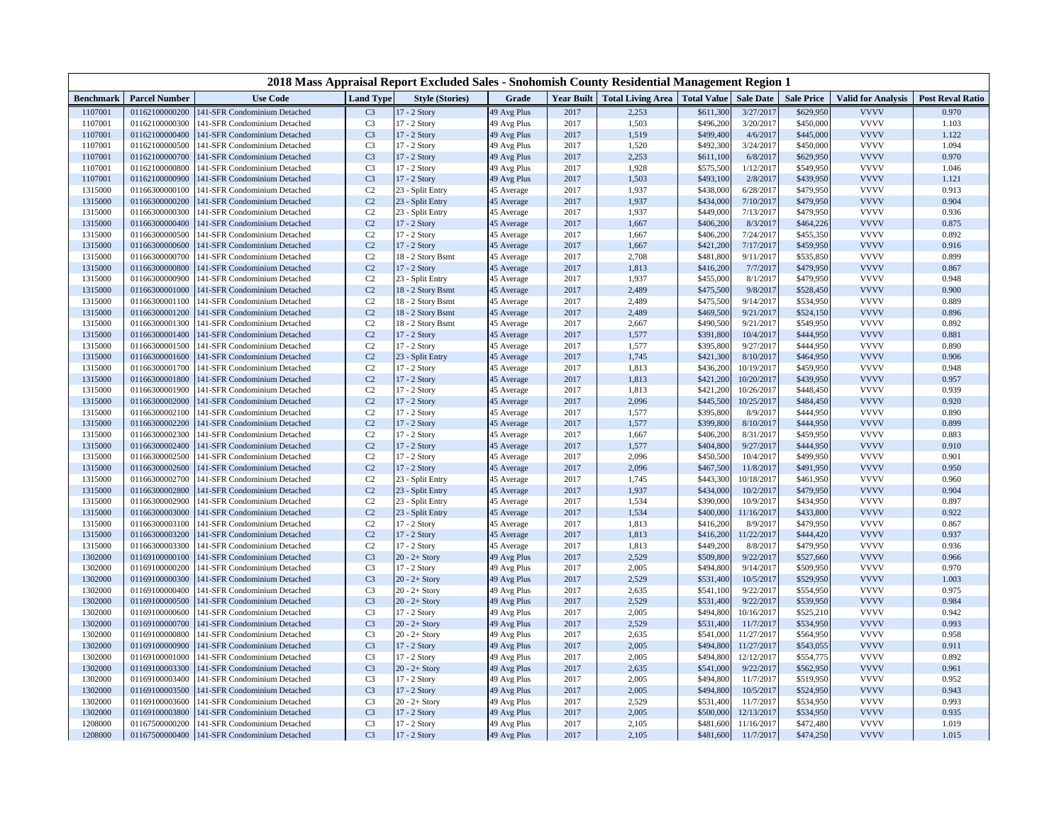# 2018 Mass Appraisal Report Excluded Sales - Snohomish County Residential Management Region 1

| Benchmark | Parcel Number | Use Code | Land Type | Style (Stories) | Grade | Year Built | Total Living Area | Total Value | Sale Date | Sale Price | Valid for Analysis | Post Reval Ratio |
|---|---|---|---|---|---|---|---|---|---|---|---|---|
| 1107001 | 01162100000200 | 141-SFR Condominium Detached | C3 | 17 - 2 Story | 49 Avg Plus | 2017 | 2,253 | $611,300 | 3/27/2017 | $629,950 | VVVV | 0.970 |
| 1107001 | 01162100000300 | 141-SFR Condominium Detached | C3 | 17 - 2 Story | 49 Avg Plus | 2017 | 1,503 | $496,200 | 3/20/2017 | $450,000 | VVVV | 1.103 |
| 1107001 | 01162100000400 | 141-SFR Condominium Detached | C3 | 17 - 2 Story | 49 Avg Plus | 2017 | 1,519 | $499,400 | 4/6/2017 | $445,000 | VVVV | 1.122 |
| 1107001 | 01162100000500 | 141-SFR Condominium Detached | C3 | 17 - 2 Story | 49 Avg Plus | 2017 | 1,520 | $492,300 | 3/24/2017 | $450,000 | VVVV | 1.094 |
| 1107001 | 01162100000700 | 141-SFR Condominium Detached | C3 | 17 - 2 Story | 49 Avg Plus | 2017 | 2,253 | $611,100 | 6/8/2017 | $629,950 | VVVV | 0.970 |
| 1107001 | 01162100000800 | 141-SFR Condominium Detached | C3 | 17 - 2 Story | 49 Avg Plus | 2017 | 1,928 | $575,500 | 1/12/2017 | $549,950 | VVVV | 1.046 |
| 1107001 | 01162100000900 | 141-SFR Condominium Detached | C3 | 17 - 2 Story | 49 Avg Plus | 2017 | 1,503 | $493,100 | 2/8/2017 | $439,950 | VVVV | 1.121 |
| 1315000 | 01166300000100 | 141-SFR Condominium Detached | C2 | 23 - Split Entry | 45 Average | 2017 | 1,937 | $438,000 | 6/28/2017 | $479,950 | VVVV | 0.913 |
| 1315000 | 01166300000200 | 141-SFR Condominium Detached | C2 | 23 - Split Entry | 45 Average | 2017 | 1,937 | $434,000 | 7/10/2017 | $479,950 | VVVV | 0.904 |
| 1315000 | 01166300000300 | 141-SFR Condominium Detached | C2 | 23 - Split Entry | 45 Average | 2017 | 1,937 | $449,000 | 7/13/2017 | $479,950 | VVVV | 0.936 |
| 1315000 | 01166300000400 | 141-SFR Condominium Detached | C2 | 17 - 2 Story | 45 Average | 2017 | 1,667 | $406,200 | 8/3/2017 | $464,226 | VVVV | 0.875 |
| 1315000 | 01166300000500 | 141-SFR Condominium Detached | C2 | 17 - 2 Story | 45 Average | 2017 | 1,667 | $406,200 | 7/24/2017 | $455,350 | VVVV | 0.892 |
| 1315000 | 01166300000600 | 141-SFR Condominium Detached | C2 | 17 - 2 Story | 45 Average | 2017 | 1,667 | $421,200 | 7/17/2017 | $459,950 | VVVV | 0.916 |
| 1315000 | 01166300000700 | 141-SFR Condominium Detached | C2 | 18 - 2 Story Bsmt | 45 Average | 2017 | 2,708 | $481,800 | 9/11/2017 | $535,850 | VVVV | 0.899 |
| 1315000 | 01166300000800 | 141-SFR Condominium Detached | C2 | 17 - 2 Story | 45 Average | 2017 | 1,813 | $416,200 | 7/7/2017 | $479,950 | VVVV | 0.867 |
| 1315000 | 01166300000900 | 141-SFR Condominium Detached | C2 | 23 - Split Entry | 45 Average | 2017 | 1,937 | $455,000 | 8/1/2017 | $479,950 | VVVV | 0.948 |
| 1315000 | 01166300001000 | 141-SFR Condominium Detached | C2 | 18 - 2 Story Bsmt | 45 Average | 2017 | 2,489 | $475,500 | 9/8/2017 | $528,450 | VVVV | 0.900 |
| 1315000 | 01166300001100 | 141-SFR Condominium Detached | C2 | 18 - 2 Story Bsmt | 45 Average | 2017 | 2,489 | $475,500 | 9/14/2017 | $534,950 | VVVV | 0.889 |
| 1315000 | 01166300001200 | 141-SFR Condominium Detached | C2 | 18 - 2 Story Bsmt | 45 Average | 2017 | 2,489 | $469,500 | 9/21/2017 | $524,150 | VVVV | 0.896 |
| 1315000 | 01166300001300 | 141-SFR Condominium Detached | C2 | 18 - 2 Story Bsmt | 45 Average | 2017 | 2,667 | $490,500 | 9/21/2017 | $549,950 | VVVV | 0.892 |
| 1315000 | 01166300001400 | 141-SFR Condominium Detached | C2 | 17 - 2 Story | 45 Average | 2017 | 1,577 | $391,800 | 10/4/2017 | $444,950 | VVVV | 0.881 |
| 1315000 | 01166300001500 | 141-SFR Condominium Detached | C2 | 17 - 2 Story | 45 Average | 2017 | 1,577 | $395,800 | 9/27/2017 | $444,950 | VVVV | 0.890 |
| 1315000 | 01166300001600 | 141-SFR Condominium Detached | C2 | 23 - Split Entry | 45 Average | 2017 | 1,745 | $421,300 | 8/10/2017 | $464,950 | VVVV | 0.906 |
| 1315000 | 01166300001700 | 141-SFR Condominium Detached | C2 | 17 - 2 Story | 45 Average | 2017 | 1,813 | $436,200 | 10/19/2017 | $459,950 | VVVV | 0.948 |
| 1315000 | 01166300001800 | 141-SFR Condominium Detached | C2 | 17 - 2 Story | 45 Average | 2017 | 1,813 | $421,200 | 10/20/2017 | $439,950 | VVVV | 0.957 |
| 1315000 | 01166300001900 | 141-SFR Condominium Detached | C2 | 17 - 2 Story | 45 Average | 2017 | 1,813 | $421,200 | 10/26/2017 | $448,450 | VVVV | 0.939 |
| 1315000 | 01166300002000 | 141-SFR Condominium Detached | C2 | 17 - 2 Story | 45 Average | 2017 | 2,096 | $445,500 | 10/25/2017 | $484,450 | VVVV | 0.920 |
| 1315000 | 01166300002100 | 141-SFR Condominium Detached | C2 | 17 - 2 Story | 45 Average | 2017 | 1,577 | $395,800 | 8/9/2017 | $444,950 | VVVV | 0.890 |
| 1315000 | 01166300002200 | 141-SFR Condominium Detached | C2 | 17 - 2 Story | 45 Average | 2017 | 1,577 | $399,800 | 8/10/2017 | $444,950 | VVVV | 0.899 |
| 1315000 | 01166300002300 | 141-SFR Condominium Detached | C2 | 17 - 2 Story | 45 Average | 2017 | 1,667 | $406,200 | 8/31/2017 | $459,950 | VVVV | 0.883 |
| 1315000 | 01166300002400 | 141-SFR Condominium Detached | C2 | 17 - 2 Story | 45 Average | 2017 | 1,577 | $404,800 | 9/27/2017 | $444,950 | VVVV | 0.910 |
| 1315000 | 01166300002500 | 141-SFR Condominium Detached | C2 | 17 - 2 Story | 45 Average | 2017 | 2,096 | $450,500 | 10/4/2017 | $499,950 | VVVV | 0.901 |
| 1315000 | 01166300002600 | 141-SFR Condominium Detached | C2 | 17 - 2 Story | 45 Average | 2017 | 2,096 | $467,500 | 11/8/2017 | $491,950 | VVVV | 0.950 |
| 1315000 | 01166300002700 | 141-SFR Condominium Detached | C2 | 23 - Split Entry | 45 Average | 2017 | 1,745 | $443,300 | 10/18/2017 | $461,950 | VVVV | 0.960 |
| 1315000 | 01166300002800 | 141-SFR Condominium Detached | C2 | 23 - Split Entry | 45 Average | 2017 | 1,937 | $434,000 | 10/2/2017 | $479,950 | VVVV | 0.904 |
| 1315000 | 01166300002900 | 141-SFR Condominium Detached | C2 | 23 - Split Entry | 45 Average | 2017 | 1,534 | $390,000 | 10/9/2017 | $434,950 | VVVV | 0.897 |
| 1315000 | 01166300003000 | 141-SFR Condominium Detached | C2 | 23 - Split Entry | 45 Average | 2017 | 1,534 | $400,000 | 11/16/2017 | $433,800 | VVVV | 0.922 |
| 1315000 | 01166300003100 | 141-SFR Condominium Detached | C2 | 17 - 2 Story | 45 Average | 2017 | 1,813 | $416,200 | 8/9/2017 | $479,950 | VVVV | 0.867 |
| 1315000 | 01166300003200 | 141-SFR Condominium Detached | C2 | 17 - 2 Story | 45 Average | 2017 | 1,813 | $416,200 | 11/22/2017 | $444,420 | VVVV | 0.937 |
| 1315000 | 01166300003300 | 141-SFR Condominium Detached | C2 | 17 - 2 Story | 45 Average | 2017 | 1,813 | $449,200 | 8/8/2017 | $479,950 | VVVV | 0.936 |
| 1302000 | 01169100000100 | 141-SFR Condominium Detached | C3 | 20 - 2+ Story | 49 Avg Plus | 2017 | 2,529 | $509,800 | 9/22/2017 | $527,660 | VVVV | 0.966 |
| 1302000 | 01169100000200 | 141-SFR Condominium Detached | C3 | 17 - 2 Story | 49 Avg Plus | 2017 | 2,005 | $494,800 | 9/14/2017 | $509,950 | VVVV | 0.970 |
| 1302000 | 01169100000300 | 141-SFR Condominium Detached | C3 | 20 - 2+ Story | 49 Avg Plus | 2017 | 2,529 | $531,400 | 10/5/2017 | $529,950 | VVVV | 1.003 |
| 1302000 | 01169100000400 | 141-SFR Condominium Detached | C3 | 20 - 2+ Story | 49 Avg Plus | 2017 | 2,635 | $541,100 | 9/22/2017 | $554,950 | VVVV | 0.975 |
| 1302000 | 01169100000500 | 141-SFR Condominium Detached | C3 | 20 - 2+ Story | 49 Avg Plus | 2017 | 2,529 | $531,400 | 9/22/2017 | $539,950 | VVVV | 0.984 |
| 1302000 | 01169100000600 | 141-SFR Condominium Detached | C3 | 17 - 2 Story | 49 Avg Plus | 2017 | 2,005 | $494,800 | 10/16/2017 | $525,210 | VVVV | 0.942 |
| 1302000 | 01169100000700 | 141-SFR Condominium Detached | C3 | 20 - 2+ Story | 49 Avg Plus | 2017 | 2,529 | $531,400 | 11/7/2017 | $534,950 | VVVV | 0.993 |
| 1302000 | 01169100000800 | 141-SFR Condominium Detached | C3 | 20 - 2+ Story | 49 Avg Plus | 2017 | 2,635 | $541,000 | 11/27/2017 | $564,950 | VVVV | 0.958 |
| 1302000 | 01169100000900 | 141-SFR Condominium Detached | C3 | 17 - 2 Story | 49 Avg Plus | 2017 | 2,005 | $494,800 | 11/27/2017 | $543,055 | VVVV | 0.911 |
| 1302000 | 01169100001000 | 141-SFR Condominium Detached | C3 | 17 - 2 Story | 49 Avg Plus | 2017 | 2,005 | $494,800 | 12/12/2017 | $554,775 | VVVV | 0.892 |
| 1302000 | 01169100003300 | 141-SFR Condominium Detached | C3 | 20 - 2+ Story | 49 Avg Plus | 2017 | 2,635 | $541,000 | 9/22/2017 | $562,950 | VVVV | 0.961 |
| 1302000 | 01169100003400 | 141-SFR Condominium Detached | C3 | 17 - 2 Story | 49 Avg Plus | 2017 | 2,005 | $494,800 | 11/7/2017 | $519,950 | VVVV | 0.952 |
| 1302000 | 01169100003500 | 141-SFR Condominium Detached | C3 | 17 - 2 Story | 49 Avg Plus | 2017 | 2,005 | $494,800 | 10/5/2017 | $524,950 | VVVV | 0.943 |
| 1302000 | 01169100003600 | 141-SFR Condominium Detached | C3 | 20 - 2+ Story | 49 Avg Plus | 2017 | 2,529 | $531,400 | 11/7/2017 | $534,950 | VVVV | 0.993 |
| 1302000 | 01169100003800 | 141-SFR Condominium Detached | C3 | 17 - 2 Story | 49 Avg Plus | 2017 | 2,005 | $500,000 | 12/13/2017 | $534,950 | VVVV | 0.935 |
| 1208000 | 01167500000200 | 141-SFR Condominium Detached | C3 | 17 - 2 Story | 49 Avg Plus | 2017 | 2,105 | $481,600 | 11/16/2017 | $472,480 | VVVV | 1.019 |
| 1208000 | 01167500000400 | 141-SFR Condominium Detached | C3 | 17 - 2 Story | 49 Avg Plus | 2017 | 2,105 | $481,600 | 11/7/2017 | $474,250 | VVVV | 1.015 |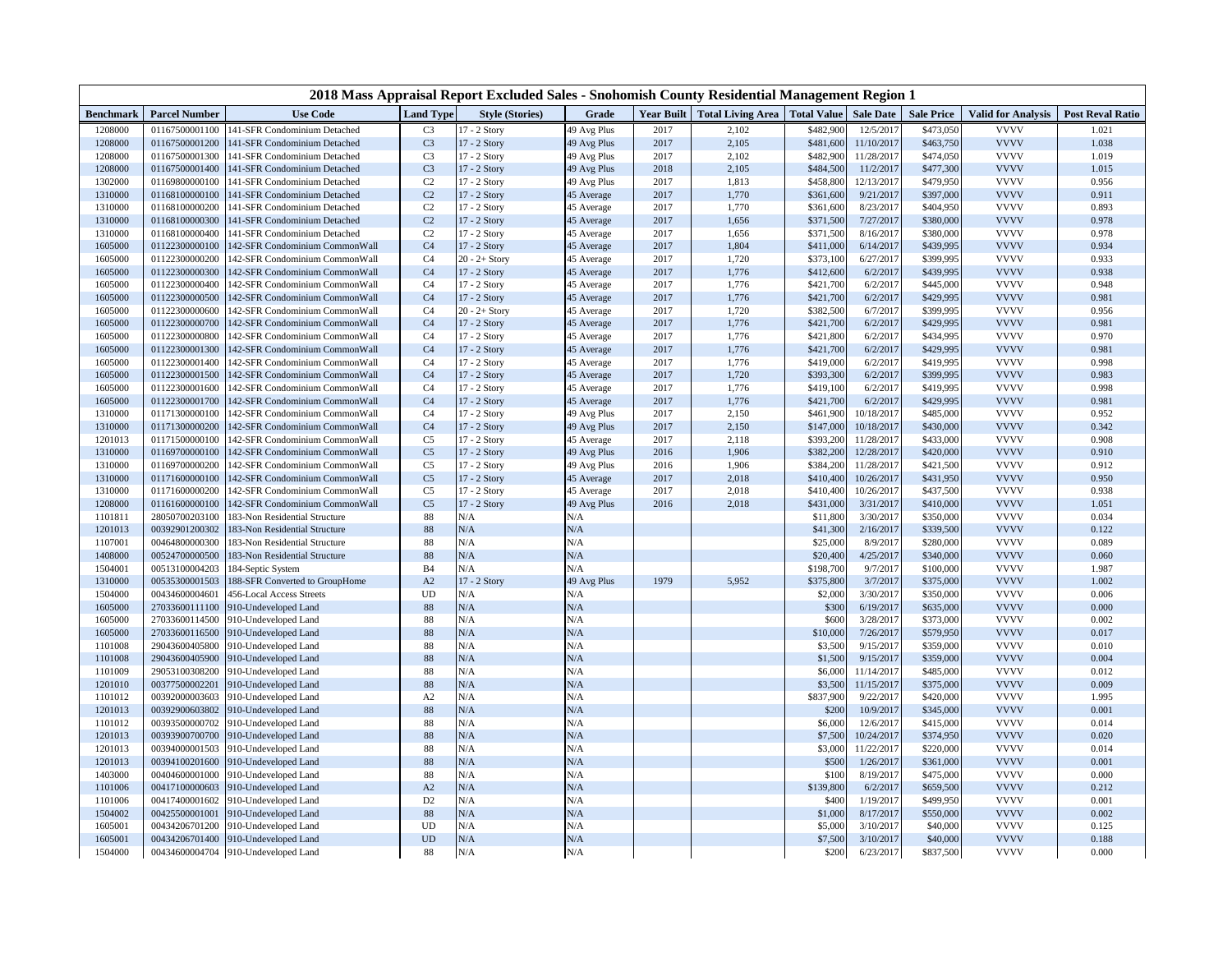## 2018 Mass Appraisal Report Excluded Sales - Snohomish County Residential Management Region 1

| Benchmark | Parcel Number | Use Code | Land Type | Style (Stories) | Grade | Year Built | Total Living Area | Total Value | Sale Date | Sale Price | Valid for Analysis | Post Reval Ratio |
|---|---|---|---|---|---|---|---|---|---|---|---|---|
| 1208000 | 01167500001100 | 141-SFR Condominium Detached | C3 | 17 - 2 Story | 49 Avg Plus | 2017 | 2,102 | $482,900 | 12/5/2017 | $473,050 | VVVV | 1.021 |
| 1208000 | 01167500001200 | 141-SFR Condominium Detached | C3 | 17 - 2 Story | 49 Avg Plus | 2017 | 2,105 | $481,600 | 11/10/2017 | $463,750 | VVVV | 1.038 |
| 1208000 | 01167500001300 | 141-SFR Condominium Detached | C3 | 17 - 2 Story | 49 Avg Plus | 2017 | 2,102 | $482,900 | 11/28/2017 | $474,050 | VVVV | 1.019 |
| 1208000 | 01167500001400 | 141-SFR Condominium Detached | C3 | 17 - 2 Story | 49 Avg Plus | 2018 | 2,105 | $484,500 | 11/2/2017 | $477,300 | VVVV | 1.015 |
| 1302000 | 01169800000100 | 141-SFR Condominium Detached | C2 | 17 - 2 Story | 49 Avg Plus | 2017 | 1,813 | $458,800 | 12/13/2017 | $479,950 | VVVV | 0.956 |
| 1310000 | 01168100000100 | 141-SFR Condominium Detached | C2 | 17 - 2 Story | 45 Average | 2017 | 1,770 | $361,600 | 9/21/2017 | $397,000 | VVVV | 0.911 |
| 1310000 | 01168100000200 | 141-SFR Condominium Detached | C2 | 17 - 2 Story | 45 Average | 2017 | 1,770 | $361,600 | 8/23/2017 | $404,950 | VVVV | 0.893 |
| 1310000 | 01168100000300 | 141-SFR Condominium Detached | C2 | 17 - 2 Story | 45 Average | 2017 | 1,656 | $371,500 | 7/27/2017 | $380,000 | VVVV | 0.978 |
| 1310000 | 01168100000400 | 141-SFR Condominium Detached | C2 | 17 - 2 Story | 45 Average | 2017 | 1,656 | $371,500 | 8/16/2017 | $380,000 | VVVV | 0.978 |
| 1605000 | 01122300000100 | 142-SFR Condominium CommonWall | C4 | 17 - 2 Story | 45 Average | 2017 | 1,804 | $411,000 | 6/14/2017 | $439,995 | VVVV | 0.934 |
| 1605000 | 01122300000200 | 142-SFR Condominium CommonWall | C4 | 20 - 2+ Story | 45 Average | 2017 | 1,720 | $373,100 | 6/27/2017 | $399,995 | VVVV | 0.933 |
| 1605000 | 01122300000300 | 142-SFR Condominium CommonWall | C4 | 17 - 2 Story | 45 Average | 2017 | 1,776 | $412,600 | 6/2/2017 | $439,995 | VVVV | 0.938 |
| 1605000 | 01122300000400 | 142-SFR Condominium CommonWall | C4 | 17 - 2 Story | 45 Average | 2017 | 1,776 | $421,700 | 6/2/2017 | $445,000 | VVVV | 0.948 |
| 1605000 | 01122300000500 | 142-SFR Condominium CommonWall | C4 | 17 - 2 Story | 45 Average | 2017 | 1,776 | $421,700 | 6/2/2017 | $429,995 | VVVV | 0.981 |
| 1605000 | 01122300000600 | 142-SFR Condominium CommonWall | C4 | 20 - 2+ Story | 45 Average | 2017 | 1,720 | $382,500 | 6/7/2017 | $399,995 | VVVV | 0.956 |
| 1605000 | 01122300000700 | 142-SFR Condominium CommonWall | C4 | 17 - 2 Story | 45 Average | 2017 | 1,776 | $421,700 | 6/2/2017 | $429,995 | VVVV | 0.981 |
| 1605000 | 01122300000800 | 142-SFR Condominium CommonWall | C4 | 17 - 2 Story | 45 Average | 2017 | 1,776 | $421,800 | 6/2/2017 | $434,995 | VVVV | 0.970 |
| 1605000 | 01122300001300 | 142-SFR Condominium CommonWall | C4 | 17 - 2 Story | 45 Average | 2017 | 1,776 | $421,700 | 6/2/2017 | $429,995 | VVVV | 0.981 |
| 1605000 | 01122300001400 | 142-SFR Condominium CommonWall | C4 | 17 - 2 Story | 45 Average | 2017 | 1,776 | $419,000 | 6/2/2017 | $419,995 | VVVV | 0.998 |
| 1605000 | 01122300001500 | 142-SFR Condominium CommonWall | C4 | 17 - 2 Story | 45 Average | 2017 | 1,720 | $393,300 | 6/2/2017 | $399,995 | VVVV | 0.983 |
| 1605000 | 01122300001600 | 142-SFR Condominium CommonWall | C4 | 17 - 2 Story | 45 Average | 2017 | 1,776 | $419,100 | 6/2/2017 | $419,995 | VVVV | 0.998 |
| 1605000 | 01122300001700 | 142-SFR Condominium CommonWall | C4 | 17 - 2 Story | 45 Average | 2017 | 1,776 | $421,700 | 6/2/2017 | $429,995 | VVVV | 0.981 |
| 1310000 | 01171300000100 | 142-SFR Condominium CommonWall | C4 | 17 - 2 Story | 49 Avg Plus | 2017 | 2,150 | $461,900 | 10/18/2017 | $485,000 | VVVV | 0.952 |
| 1310000 | 01171300000200 | 142-SFR Condominium CommonWall | C4 | 17 - 2 Story | 49 Avg Plus | 2017 | 2,150 | $147,000 | 10/18/2017 | $430,000 | VVVV | 0.342 |
| 1201013 | 01171500000100 | 142-SFR Condominium CommonWall | C5 | 17 - 2 Story | 45 Average | 2017 | 2,118 | $393,200 | 11/28/2017 | $433,000 | VVVV | 0.908 |
| 1310000 | 01169700000100 | 142-SFR Condominium CommonWall | C5 | 17 - 2 Story | 49 Avg Plus | 2016 | 1,906 | $382,200 | 12/28/2017 | $420,000 | VVVV | 0.910 |
| 1310000 | 01169700000200 | 142-SFR Condominium CommonWall | C5 | 17 - 2 Story | 49 Avg Plus | 2016 | 1,906 | $384,200 | 11/28/2017 | $421,500 | VVVV | 0.912 |
| 1310000 | 01171600000100 | 142-SFR Condominium CommonWall | C5 | 17 - 2 Story | 45 Average | 2017 | 2,018 | $410,400 | 10/26/2017 | $431,950 | VVVV | 0.950 |
| 1310000 | 01171600000200 | 142-SFR Condominium CommonWall | C5 | 17 - 2 Story | 45 Average | 2017 | 2,018 | $410,400 | 10/26/2017 | $437,500 | VVVV | 0.938 |
| 1208000 | 01161600000100 | 142-SFR Condominium CommonWall | C5 | 17 - 2 Story | 49 Avg Plus | 2016 | 2,018 | $431,000 | 3/31/2017 | $410,000 | VVVV | 1.051 |
| 1101811 | 28050700203100 | 183-Non Residential Structure | 88 | N/A | N/A | | | $11,800 | 3/30/2017 | $350,000 | VVVV | 0.034 |
| 1201013 | 00392901200302 | 183-Non Residential Structure | 88 | N/A | N/A | | | $41,300 | 2/16/2017 | $339,500 | VVVV | 0.122 |
| 1107001 | 00464800000300 | 183-Non Residential Structure | 88 | N/A | N/A | | | $25,000 | 8/9/2017 | $280,000 | VVVV | 0.089 |
| 1408000 | 00524700000500 | 183-Non Residential Structure | 88 | N/A | N/A | | | $20,400 | 4/25/2017 | $340,000 | VVVV | 0.060 |
| 1504001 | 00513100004203 | 184-Septic System | B4 | N/A | N/A | | | $198,700 | 9/7/2017 | $100,000 | VVVV | 1.987 |
| 1310000 | 00535300001503 | 188-SFR Converted to GroupHome | A2 | 17 - 2 Story | 49 Avg Plus | 1979 | 5,952 | $375,800 | 3/7/2017 | $375,000 | VVVV | 1.002 |
| 1504000 | 00434600004601 | 456-Local Access Streets | UD | N/A | N/A | | | $2,000 | 3/30/2017 | $350,000 | VVVV | 0.006 |
| 1605000 | 27033600111100 | 910-Undeveloped Land | 88 | N/A | N/A | | | $300 | 6/19/2017 | $635,000 | VVVV | 0.000 |
| 1605000 | 27033600114500 | 910-Undeveloped Land | 88 | N/A | N/A | | | $600 | 3/28/2017 | $373,000 | VVVV | 0.002 |
| 1605000 | 27033600116500 | 910-Undeveloped Land | 88 | N/A | N/A | | | $10,000 | 7/26/2017 | $579,950 | VVVV | 0.017 |
| 1101008 | 29043600405800 | 910-Undeveloped Land | 88 | N/A | N/A | | | $3,500 | 9/15/2017 | $359,000 | VVVV | 0.010 |
| 1101008 | 29043600405900 | 910-Undeveloped Land | 88 | N/A | N/A | | | $1,500 | 9/15/2017 | $359,000 | VVVV | 0.004 |
| 1101009 | 29053100308200 | 910-Undeveloped Land | 88 | N/A | N/A | | | $6,000 | 11/14/2017 | $485,000 | VVVV | 0.012 |
| 1201010 | 00377500002201 | 910-Undeveloped Land | 88 | N/A | N/A | | | $3,500 | 11/15/2017 | $375,000 | VVVV | 0.009 |
| 1101012 | 00392000003603 | 910-Undeveloped Land | A2 | N/A | N/A | | | $837,900 | 9/22/2017 | $420,000 | VVVV | 1.995 |
| 1201013 | 00392900603802 | 910-Undeveloped Land | 88 | N/A | N/A | | | $200 | 10/9/2017 | $345,000 | VVVV | 0.001 |
| 1101012 | 00393500000702 | 910-Undeveloped Land | 88 | N/A | N/A | | | $6,000 | 12/6/2017 | $415,000 | VVVV | 0.014 |
| 1201013 | 00393900700700 | 910-Undeveloped Land | 88 | N/A | N/A | | | $7,500 | 10/24/2017 | $374,950 | VVVV | 0.020 |
| 1201013 | 00394000001503 | 910-Undeveloped Land | 88 | N/A | N/A | | | $3,000 | 11/22/2017 | $220,000 | VVVV | 0.014 |
| 1201013 | 00394100201600 | 910-Undeveloped Land | 88 | N/A | N/A | | | $500 | 1/26/2017 | $361,000 | VVVV | 0.001 |
| 1403000 | 00404600001000 | 910-Undeveloped Land | 88 | N/A | N/A | | | $100 | 8/19/2017 | $475,000 | VVVV | 0.000 |
| 1101006 | 00417100000603 | 910-Undeveloped Land | A2 | N/A | N/A | | | $139,800 | 6/2/2017 | $659,500 | VVVV | 0.212 |
| 1101006 | 00417400001602 | 910-Undeveloped Land | D2 | N/A | N/A | | | $400 | 1/19/2017 | $499,950 | VVVV | 0.001 |
| 1504002 | 00425500001001 | 910-Undeveloped Land | 88 | N/A | N/A | | | $1,000 | 8/17/2017 | $550,000 | VVVV | 0.002 |
| 1605001 | 00434206701200 | 910-Undeveloped Land | UD | N/A | N/A | | | $5,000 | 3/10/2017 | $40,000 | VVVV | 0.125 |
| 1605001 | 00434206701400 | 910-Undeveloped Land | UD | N/A | N/A | | | $7,500 | 3/10/2017 | $40,000 | VVVV | 0.188 |
| 1504000 | 00434600004704 | 910-Undeveloped Land | 88 | N/A | N/A | | | $200 | 6/23/2017 | $837,500 | VVVV | 0.000 |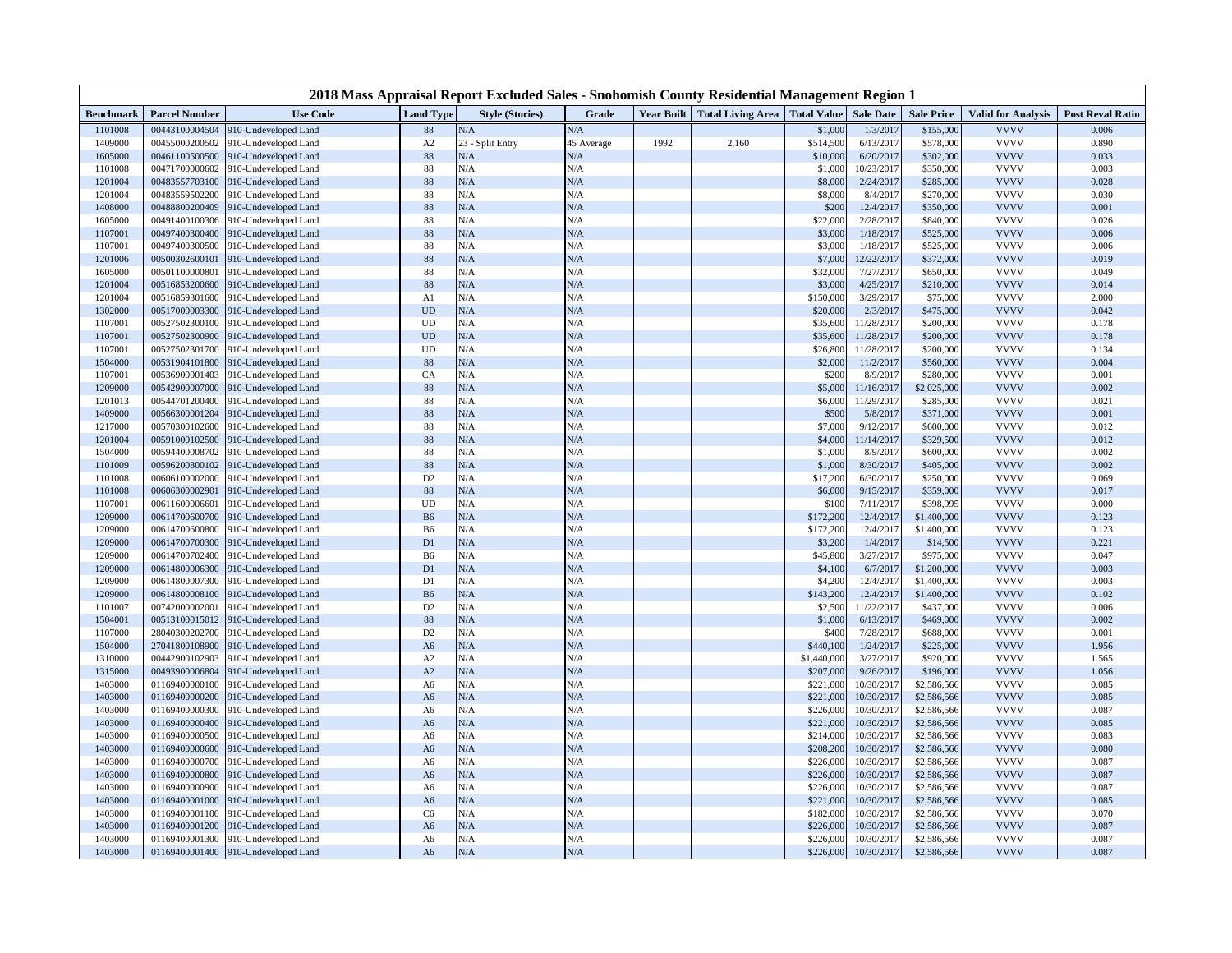| 2018 Mass Appraisal Report Excluded Sales - Snohomish County Residential Management Region 1 | | | | | | | | | | | | |
|---|---|---|---|---|---|---|---|---|---|---|---|---|
| **Benchmark** | **Parcel Number** | **Use Code** | **Land Type** | **Style (Stories)** | **Grade** | **Year Built** | **Total Living Area** | **Total Value** | **Sale Date** | **Sale Price** | **Valid for Analysis** | **Post Reval Ratio** |
| 1101008 | 00443100004504 | 910-Undeveloped Land | 88 | N/A | N/A | | | $1,000 | 1/3/2017 | $155,000 | VVVV | 0.006 |
| 1409000 | 00455000200502 | 910-Undeveloped Land | A2 | 23 - Split Entry | 45 Average | 1992 | 2,160 | $514,500 | 6/13/2017 | $578,000 | VVVV | 0.890 |
| 1605000 | 00461100500500 | 910-Undeveloped Land | 88 | N/A | N/A | | | $10,000 | 6/20/2017 | $302,000 | VVVV | 0.033 |
| 1101008 | 00471700000602 | 910-Undeveloped Land | 88 | N/A | N/A | | | $1,000 | 10/23/2017 | $350,000 | VVVV | 0.003 |
| 1201004 | 00483557703100 | 910-Undeveloped Land | 88 | N/A | N/A | | | $8,000 | 2/24/2017 | $285,000 | VVVV | 0.028 |
| 1201004 | 00483559502200 | 910-Undeveloped Land | 88 | N/A | N/A | | | $8,000 | 8/4/2017 | $270,000 | VVVV | 0.030 |
| 1408000 | 00488800200409 | 910-Undeveloped Land | 88 | N/A | N/A | | | $200 | 12/4/2017 | $350,000 | VVVV | 0.001 |
| 1605000 | 00491400100306 | 910-Undeveloped Land | 88 | N/A | N/A | | | $22,000 | 2/28/2017 | $840,000 | VVVV | 0.026 |
| 1107001 | 00497400300400 | 910-Undeveloped Land | 88 | N/A | N/A | | | $3,000 | 1/18/2017 | $525,000 | VVVV | 0.006 |
| 1107001 | 00497400300500 | 910-Undeveloped Land | 88 | N/A | N/A | | | $3,000 | 1/18/2017 | $525,000 | VVVV | 0.006 |
| 1201006 | 00500302600101 | 910-Undeveloped Land | 88 | N/A | N/A | | | $7,000 | 12/22/2017 | $372,000 | VVVV | 0.019 |
| 1605000 | 00501100000801 | 910-Undeveloped Land | 88 | N/A | N/A | | | $32,000 | 7/27/2017 | $650,000 | VVVV | 0.049 |
| 1201004 | 00516853200600 | 910-Undeveloped Land | 88 | N/A | N/A | | | $3,000 | 4/25/2017 | $210,000 | VVVV | 0.014 |
| 1201004 | 00516859301600 | 910-Undeveloped Land | A1 | N/A | N/A | | | $150,000 | 3/29/2017 | $75,000 | VVVV | 2.000 |
| 1302000 | 00517000003300 | 910-Undeveloped Land | UD | N/A | N/A | | | $20,000 | 2/3/2017 | $475,000 | VVVV | 0.042 |
| 1107001 | 00527502300100 | 910-Undeveloped Land | UD | N/A | N/A | | | $35,600 | 11/28/2017 | $200,000 | VVVV | 0.178 |
| 1107001 | 00527502300900 | 910-Undeveloped Land | UD | N/A | N/A | | | $35,600 | 11/28/2017 | $200,000 | VVVV | 0.178 |
| 1107001 | 00527502301700 | 910-Undeveloped Land | UD | N/A | N/A | | | $26,800 | 11/28/2017 | $200,000 | VVVV | 0.134 |
| 1504000 | 00531904101800 | 910-Undeveloped Land | 88 | N/A | N/A | | | $2,000 | 11/2/2017 | $560,000 | VVVV | 0.004 |
| 1107001 | 00536900001403 | 910-Undeveloped Land | CA | N/A | N/A | | | $200 | 8/9/2017 | $280,000 | VVVV | 0.001 |
| 1209000 | 00542900007000 | 910-Undeveloped Land | 88 | N/A | N/A | | | $5,000 | 11/16/2017 | $2,025,000 | VVVV | 0.002 |
| 1201013 | 00544701200400 | 910-Undeveloped Land | 88 | N/A | N/A | | | $6,000 | 11/29/2017 | $285,000 | VVVV | 0.021 |
| 1409000 | 00566300001204 | 910-Undeveloped Land | 88 | N/A | N/A | | | $500 | 5/8/2017 | $371,000 | VVVV | 0.001 |
| 1217000 | 00570300102600 | 910-Undeveloped Land | 88 | N/A | N/A | | | $7,000 | 9/12/2017 | $600,000 | VVVV | 0.012 |
| 1201004 | 00591000102500 | 910-Undeveloped Land | 88 | N/A | N/A | | | $4,000 | 11/14/2017 | $329,500 | VVVV | 0.012 |
| 1504000 | 00594400008702 | 910-Undeveloped Land | 88 | N/A | N/A | | | $1,000 | 8/9/2017 | $600,000 | VVVV | 0.002 |
| 1101009 | 00596200800102 | 910-Undeveloped Land | 88 | N/A | N/A | | | $1,000 | 8/30/2017 | $405,000 | VVVV | 0.002 |
| 1101008 | 00606100002000 | 910-Undeveloped Land | D2 | N/A | N/A | | | $17,200 | 6/30/2017 | $250,000 | VVVV | 0.069 |
| 1101008 | 00606300002901 | 910-Undeveloped Land | 88 | N/A | N/A | | | $6,000 | 9/15/2017 | $359,000 | VVVV | 0.017 |
| 1107001 | 00611600006601 | 910-Undeveloped Land | UD | N/A | N/A | | | $100 | 7/11/2017 | $398,995 | VVVV | 0.000 |
| 1209000 | 00614700600700 | 910-Undeveloped Land | B6 | N/A | N/A | | | $172,200 | 12/4/2017 | $1,400,000 | VVVV | 0.123 |
| 1209000 | 00614700600800 | 910-Undeveloped Land | B6 | N/A | N/A | | | $172,200 | 12/4/2017 | $1,400,000 | VVVV | 0.123 |
| 1209000 | 00614700700300 | 910-Undeveloped Land | D1 | N/A | N/A | | | $3,200 | 1/4/2017 | $14,500 | VVVV | 0.221 |
| 1209000 | 00614700702400 | 910-Undeveloped Land | B6 | N/A | N/A | | | $45,800 | 3/27/2017 | $975,000 | VVVV | 0.047 |
| 1209000 | 00614800006300 | 910-Undeveloped Land | D1 | N/A | N/A | | | $4,100 | 6/7/2017 | $1,200,000 | VVVV | 0.003 |
| 1209000 | 00614800007300 | 910-Undeveloped Land | D1 | N/A | N/A | | | $4,200 | 12/4/2017 | $1,400,000 | VVVV | 0.003 |
| 1209000 | 00614800008100 | 910-Undeveloped Land | B6 | N/A | N/A | | | $143,200 | 12/4/2017 | $1,400,000 | VVVV | 0.102 |
| 1101007 | 00742000002001 | 910-Undeveloped Land | D2 | N/A | N/A | | | $2,500 | 11/22/2017 | $437,000 | VVVV | 0.006 |
| 1504001 | 00513100015012 | 910-Undeveloped Land | 88 | N/A | N/A | | | $1,000 | 6/13/2017 | $469,000 | VVVV | 0.002 |
| 1107000 | 28040300202700 | 910-Undeveloped Land | D2 | N/A | N/A | | | $400 | 7/28/2017 | $688,000 | VVVV | 0.001 |
| 1504000 | 27041800108900 | 910-Undeveloped Land | A6 | N/A | N/A | | | $440,100 | 1/24/2017 | $225,000 | VVVV | 1.956 |
| 1310000 | 00442900102903 | 910-Undeveloped Land | A2 | N/A | N/A | | | $1,440,000 | 3/27/2017 | $920,000 | VVVV | 1.565 |
| 1315000 | 00493900006804 | 910-Undeveloped Land | A2 | N/A | N/A | | | $207,000 | 9/26/2017 | $196,000 | VVVV | 1.056 |
| 1403000 | 01169400000100 | 910-Undeveloped Land | A6 | N/A | N/A | | | $221,000 | 10/30/2017 | $2,586,566 | VVVV | 0.085 |
| 1403000 | 01169400000200 | 910-Undeveloped Land | A6 | N/A | N/A | | | $221,000 | 10/30/2017 | $2,586,566 | VVVV | 0.085 |
| 1403000 | 01169400000300 | 910-Undeveloped Land | A6 | N/A | N/A | | | $226,000 | 10/30/2017 | $2,586,566 | VVVV | 0.087 |
| 1403000 | 01169400000400 | 910-Undeveloped Land | A6 | N/A | N/A | | | $221,000 | 10/30/2017 | $2,586,566 | VVVV | 0.085 |
| 1403000 | 01169400000500 | 910-Undeveloped Land | A6 | N/A | N/A | | | $214,000 | 10/30/2017 | $2,586,566 | VVVV | 0.083 |
| 1403000 | 01169400000600 | 910-Undeveloped Land | A6 | N/A | N/A | | | $208,200 | 10/30/2017 | $2,586,566 | VVVV | 0.080 |
| 1403000 | 01169400000700 | 910-Undeveloped Land | A6 | N/A | N/A | | | $226,000 | 10/30/2017 | $2,586,566 | VVVV | 0.087 |
| 1403000 | 01169400000800 | 910-Undeveloped Land | A6 | N/A | N/A | | | $226,000 | 10/30/2017 | $2,586,566 | VVVV | 0.087 |
| 1403000 | 01169400000900 | 910-Undeveloped Land | A6 | N/A | N/A | | | $226,000 | 10/30/2017 | $2,586,566 | VVVV | 0.087 |
| 1403000 | 01169400001000 | 910-Undeveloped Land | A6 | N/A | N/A | | | $221,000 | 10/30/2017 | $2,586,566 | VVVV | 0.085 |
| 1403000 | 01169400001100 | 910-Undeveloped Land | C6 | N/A | N/A | | | $182,000 | 10/30/2017 | $2,586,566 | VVVV | 0.070 |
| 1403000 | 01169400001200 | 910-Undeveloped Land | A6 | N/A | N/A | | | $226,000 | 10/30/2017 | $2,586,566 | VVVV | 0.087 |
| 1403000 | 01169400001300 | 910-Undeveloped Land | A6 | N/A | N/A | | | $226,000 | 10/30/2017 | $2,586,566 | VVVV | 0.087 |
| 1403000 | 01169400001400 | 910-Undeveloped Land | A6 | N/A | N/A | | | $226,000 | 10/30/2017 | $2,586,566 | VVVV | 0.087 |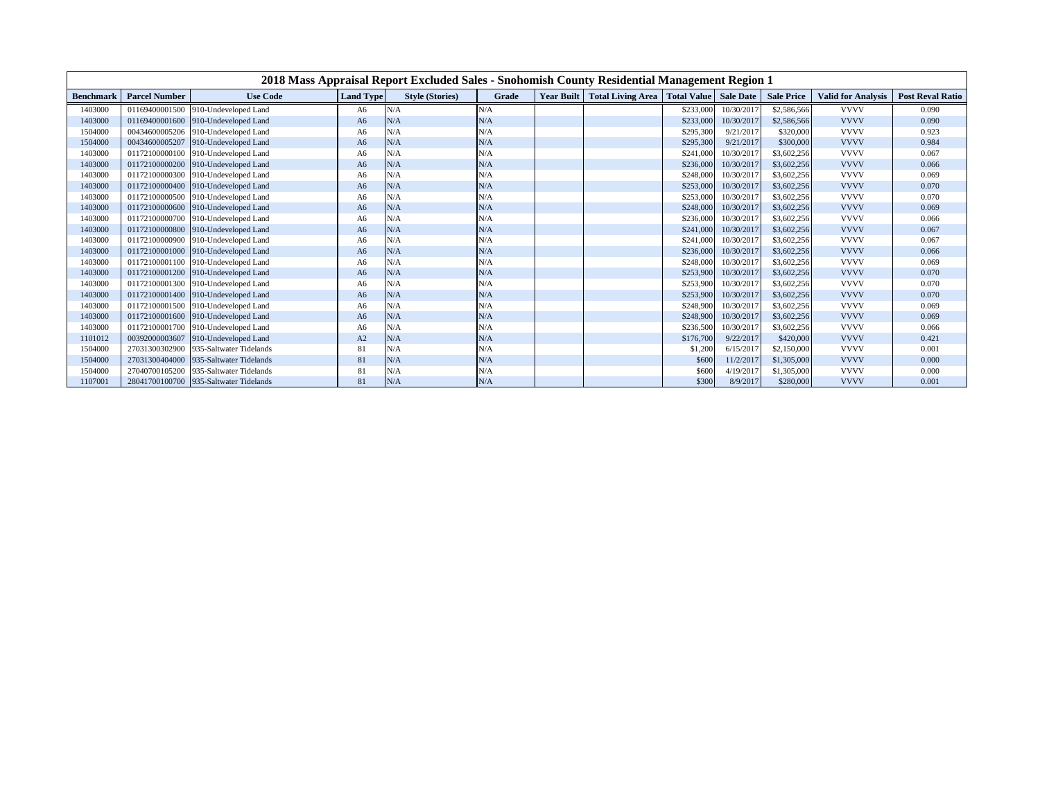| 2018 Mass Appraisal Report Excluded Sales - Snohomish County Residential Management Region 1 | | | | | | | | | | | | |
|---|---|---|---|---|---|---|---|---|---|---|---|---|
| **Benchmark** | **Parcel Number** | **Use Code** | **Land Type** | **Style (Stories)** | **Grade** | **Year Built** | **Total Living Area** | **Total Value** | **Sale Date** | **Sale Price** | **Valid for Analysis** | **Post Reval Ratio** |
| 1403000 | 01169400001500 | 910-Undeveloped Land | A6 | N/A | N/A | | | $233,000 | 10/30/2017 | $2,586,566 | VVVV | 0.090 |
| 1403000 | 01169400001600 | 910-Undeveloped Land | A6 | N/A | N/A | | | $233,000 | 10/30/2017 | $2,586,566 | VVVV | 0.090 |
| 1504000 | 00434600005206 | 910-Undeveloped Land | A6 | N/A | N/A | | | $295,300 | 9/21/2017 | $320,000 | VVVV | 0.923 |
| 1504000 | 00434600005207 | 910-Undeveloped Land | A6 | N/A | N/A | | | $295,300 | 9/21/2017 | $300,000 | VVVV | 0.984 |
| 1403000 | 01172100000100 | 910-Undeveloped Land | A6 | N/A | N/A | | | $241,000 | 10/30/2017 | $3,602,256 | VVVV | 0.067 |
| 1403000 | 01172100000200 | 910-Undeveloped Land | A6 | N/A | N/A | | | $236,000 | 10/30/2017 | $3,602,256 | VVVV | 0.066 |
| 1403000 | 01172100000300 | 910-Undeveloped Land | A6 | N/A | N/A | | | $248,000 | 10/30/2017 | $3,602,256 | VVVV | 0.069 |
| 1403000 | 01172100000400 | 910-Undeveloped Land | A6 | N/A | N/A | | | $253,000 | 10/30/2017 | $3,602,256 | VVVV | 0.070 |
| 1403000 | 01172100000500 | 910-Undeveloped Land | A6 | N/A | N/A | | | $253,000 | 10/30/2017 | $3,602,256 | VVVV | 0.070 |
| 1403000 | 01172100000600 | 910-Undeveloped Land | A6 | N/A | N/A | | | $248,000 | 10/30/2017 | $3,602,256 | VVVV | 0.069 |
| 1403000 | 01172100000700 | 910-Undeveloped Land | A6 | N/A | N/A | | | $236,000 | 10/30/2017 | $3,602,256 | VVVV | 0.066 |
| 1403000 | 01172100000800 | 910-Undeveloped Land | A6 | N/A | N/A | | | $241,000 | 10/30/2017 | $3,602,256 | VVVV | 0.067 |
| 1403000 | 01172100000900 | 910-Undeveloped Land | A6 | N/A | N/A | | | $241,000 | 10/30/2017 | $3,602,256 | VVVV | 0.067 |
| 1403000 | 01172100001000 | 910-Undeveloped Land | A6 | N/A | N/A | | | $236,000 | 10/30/2017 | $3,602,256 | VVVV | 0.066 |
| 1403000 | 01172100001100 | 910-Undeveloped Land | A6 | N/A | N/A | | | $248,000 | 10/30/2017 | $3,602,256 | VVVV | 0.069 |
| 1403000 | 01172100001200 | 910-Undeveloped Land | A6 | N/A | N/A | | | $253,900 | 10/30/2017 | $3,602,256 | VVVV | 0.070 |
| 1403000 | 01172100001300 | 910-Undeveloped Land | A6 | N/A | N/A | | | $253,900 | 10/30/2017 | $3,602,256 | VVVV | 0.070 |
| 1403000 | 01172100001400 | 910-Undeveloped Land | A6 | N/A | N/A | | | $253,900 | 10/30/2017 | $3,602,256 | VVVV | 0.070 |
| 1403000 | 01172100001500 | 910-Undeveloped Land | A6 | N/A | N/A | | | $248,900 | 10/30/2017 | $3,602,256 | VVVV | 0.069 |
| 1403000 | 01172100001600 | 910-Undeveloped Land | A6 | N/A | N/A | | | $248,900 | 10/30/2017 | $3,602,256 | VVVV | 0.069 |
| 1403000 | 01172100001700 | 910-Undeveloped Land | A6 | N/A | N/A | | | $236,500 | 10/30/2017 | $3,602,256 | VVVV | 0.066 |
| 1101012 | 00392000003607 | 910-Undeveloped Land | A2 | N/A | N/A | | | $176,700 | 9/22/2017 | $420,000 | VVVV | 0.421 |
| 1504000 | 27031300302900 | 935-Saltwater Tidelands | 81 | N/A | N/A | | | $1,200 | 6/15/2017 | $2,150,000 | VVVV | 0.001 |
| 1504000 | 27031300404000 | 935-Saltwater Tidelands | 81 | N/A | N/A | | | $600 | 11/2/2017 | $1,305,000 | VVVV | 0.000 |
| 1504000 | 27040700105200 | 935-Saltwater Tidelands | 81 | N/A | N/A | | | $600 | 4/19/2017 | $1,305,000 | VVVV | 0.000 |
| 1107001 | 28041700100700 | 935-Saltwater Tidelands | 81 | N/A | N/A | | | $300 | 8/9/2017 | $280,000 | VVVV | 0.001 |